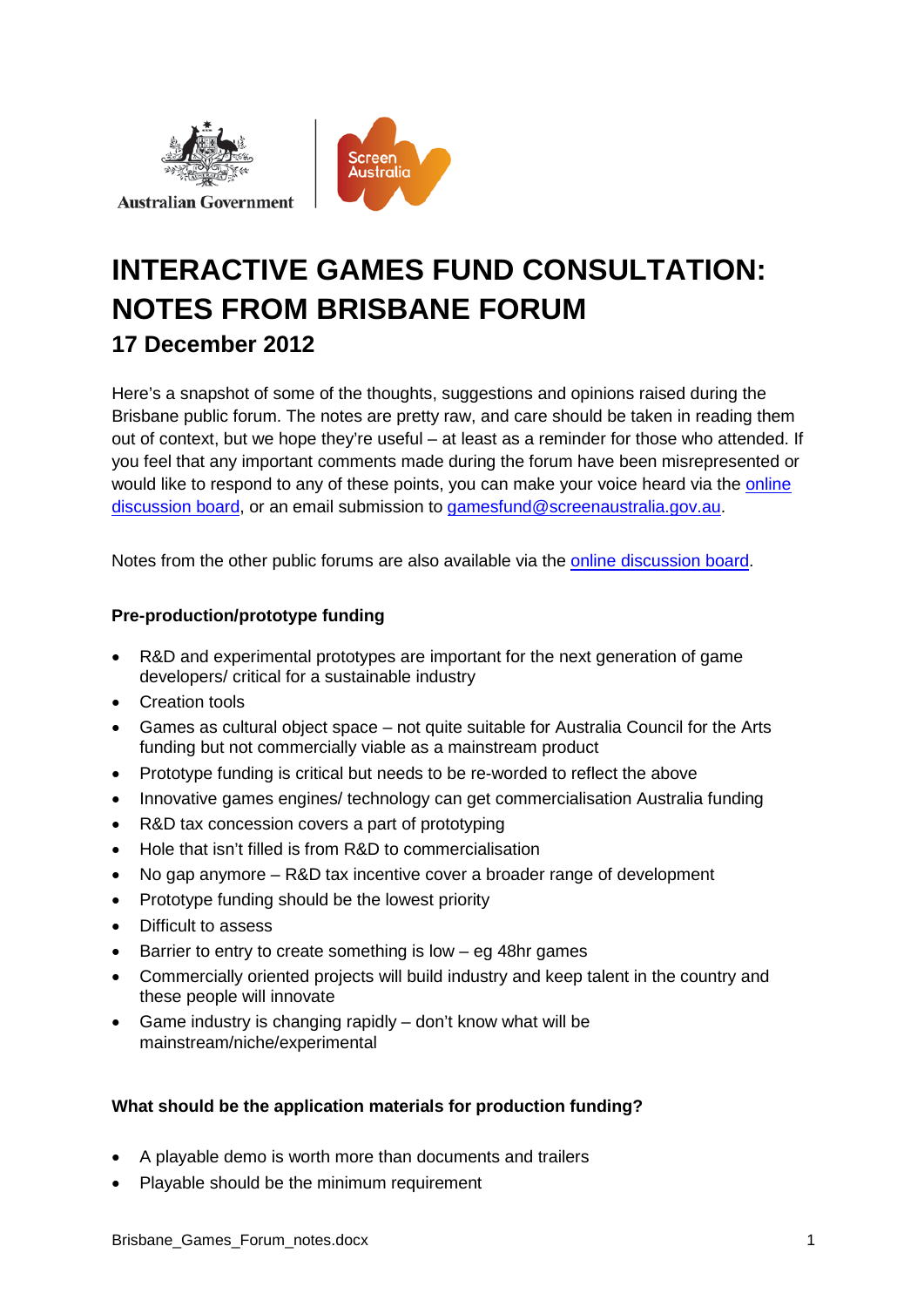Australian Government

# INTERACTIVE GAMES FUND CONSULTATION: NOTES FROM BRISBANE FORUM

## 17 December 2012

Here's a snapshot of some of the thoughts, suggestions and opinions raised during the Brisbane public forum. The notes are pretty raw, and care should be taken in reading them out of context, but we hope they're useful – at least as a reminder for those who attended. If you feel that any important comments made during the forum have been misrepresented or would like to respond to any of these points, you can make your voice heard via the online discussion board, or an email submission to gamesfund@screenaustralia.gov.au.

Notes from the other public forums are also available via the online discussion board.

**Pre-production/prototype funding**

- R&D and experimental prototypes are important for the next generation of game developers/ critical for a sustainable industry
- Creation tools
- Games as cultural object space – not quite suitable for Australia Council for the Arts funding but not commercially viable as a mainstream product
- Prototype funding is critical but needs to be re-worded to reflect the above
- Innovative games engines/ technology can get commercialisation Australia funding
- R&D tax concession covers a part of prototyping
- Hole that isn't filled is from R&D to commercialisation
- No gap anymore – R&D tax incentive cover a broader range of development
- Prototype funding should be the lowest priority
- Difficult to assess
- Barrier to entry to create something is low – eg 48hr games
- Commercially oriented projects will build industry and keep talent in the country and these people will innovate
- Game industry is changing rapidly – don't know what will be mainstream/niche/experimental

**What should be the application materials for production funding?**

- A playable demo is worth more than documents and trailers
- Playable should be the minimum requirement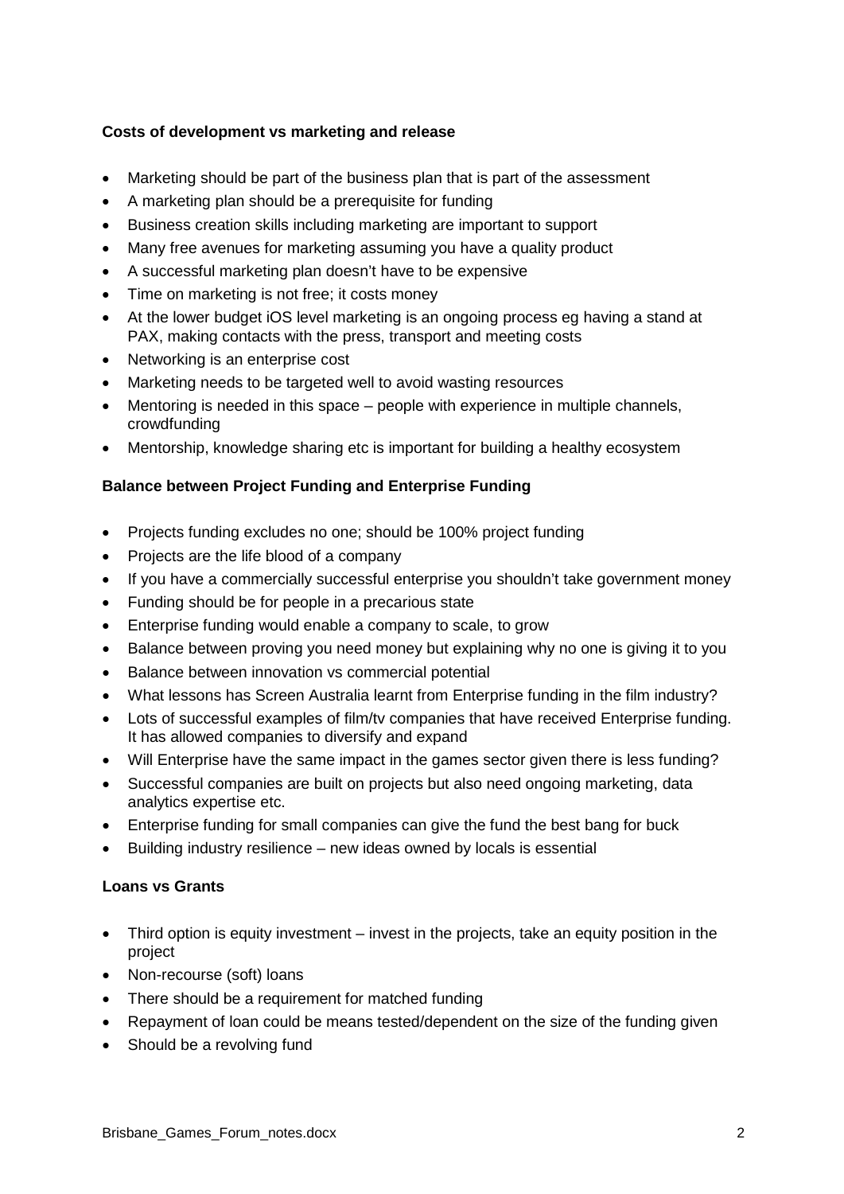**Costs of development vs marketing and release**

- Marketing should be part of the business plan that is part of the assessment
- A marketing plan should be a prerequisite for funding
- Business creation skills including marketing are important to support
- Many free avenues for marketing assuming you have a quality product
- A successful marketing plan doesn't have to be expensive
- Time on marketing is not free; it costs money
- At the lower budget iOS level marketing is an ongoing process eg having a stand at PAX, making contacts with the press, transport and meeting costs
- Networking is an enterprise cost
- Marketing needs to be targeted well to avoid wasting resources
- Mentoring is needed in this space – people with experience in multiple channels, crowdfunding
- Mentorship, knowledge sharing etc is important for building a healthy ecosystem

**Balance between Project Funding and Enterprise Funding**

- Projects funding excludes no one; should be 100% project funding
- Projects are the life blood of a company
- If you have a commercially successful enterprise you shouldn't take government money
- Funding should be for people in a precarious state
- Enterprise funding would enable a company to scale, to grow
- Balance between proving you need money but explaining why no one is giving it to you
- Balance between innovation vs commercial potential
- What lessons has Screen Australia learnt from Enterprise funding in the film industry?
- Lots of successful examples of film/tv companies that have received Enterprise funding. It has allowed companies to diversify and expand
- Will Enterprise have the same impact in the games sector given there is less funding?
- Successful companies are built on projects but also need ongoing marketing, data analytics expertise etc.
- Enterprise funding for small companies can give the fund the best bang for buck
- Building industry resilience – new ideas owned by locals is essential

**Loans vs Grants**

- Third option is equity investment – invest in the projects, take an equity position in the project
- Non-recourse (soft) loans
- There should be a requirement for matched funding
- Repayment of loan could be means tested/dependent on the size of the funding given
- Should be a revolving fund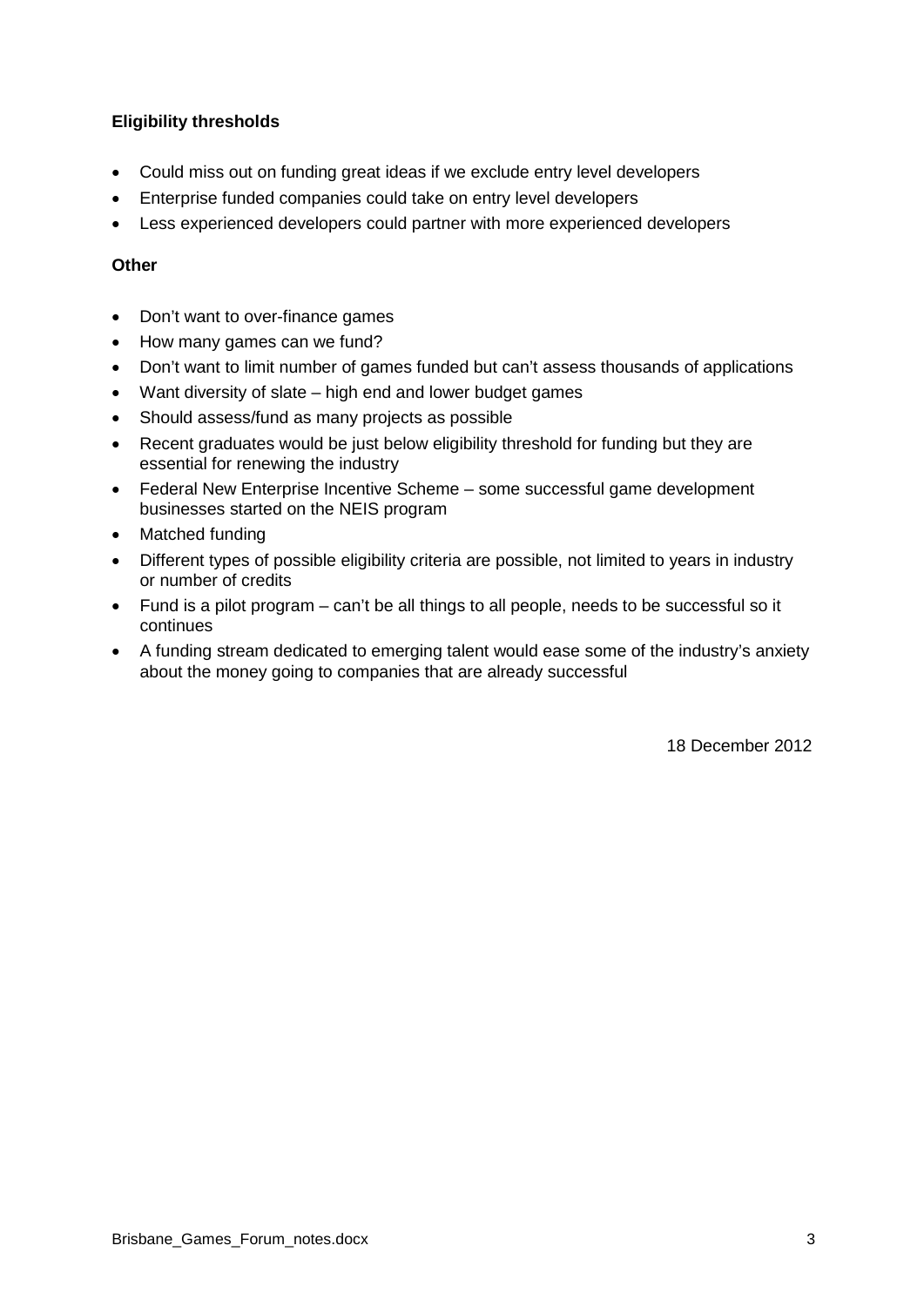**Eligibility thresholds**

- Could miss out on funding great ideas if we exclude entry level developers
- Enterprise funded companies could take on entry level developers
- Less experienced developers could partner with more experienced developers

**Other**

- Don't want to over-finance games
- How many games can we fund?
- Don't want to limit number of games funded but can't assess thousands of applications
- Want diversity of slate – high end and lower budget games
- Should assess/fund as many projects as possible
- Recent graduates would be just below eligibility threshold for funding but they are essential for renewing the industry
- Federal New Enterprise Incentive Scheme – some successful game development businesses started on the NEIS program
- Matched funding
- Different types of possible eligibility criteria are possible, not limited to years in industry or number of credits
- Fund is a pilot program – can't be all things to all people, needs to be successful so it continues
- A funding stream dedicated to emerging talent would ease some of the industry's anxiety about the money going to companies that are already successful

18 December 2012